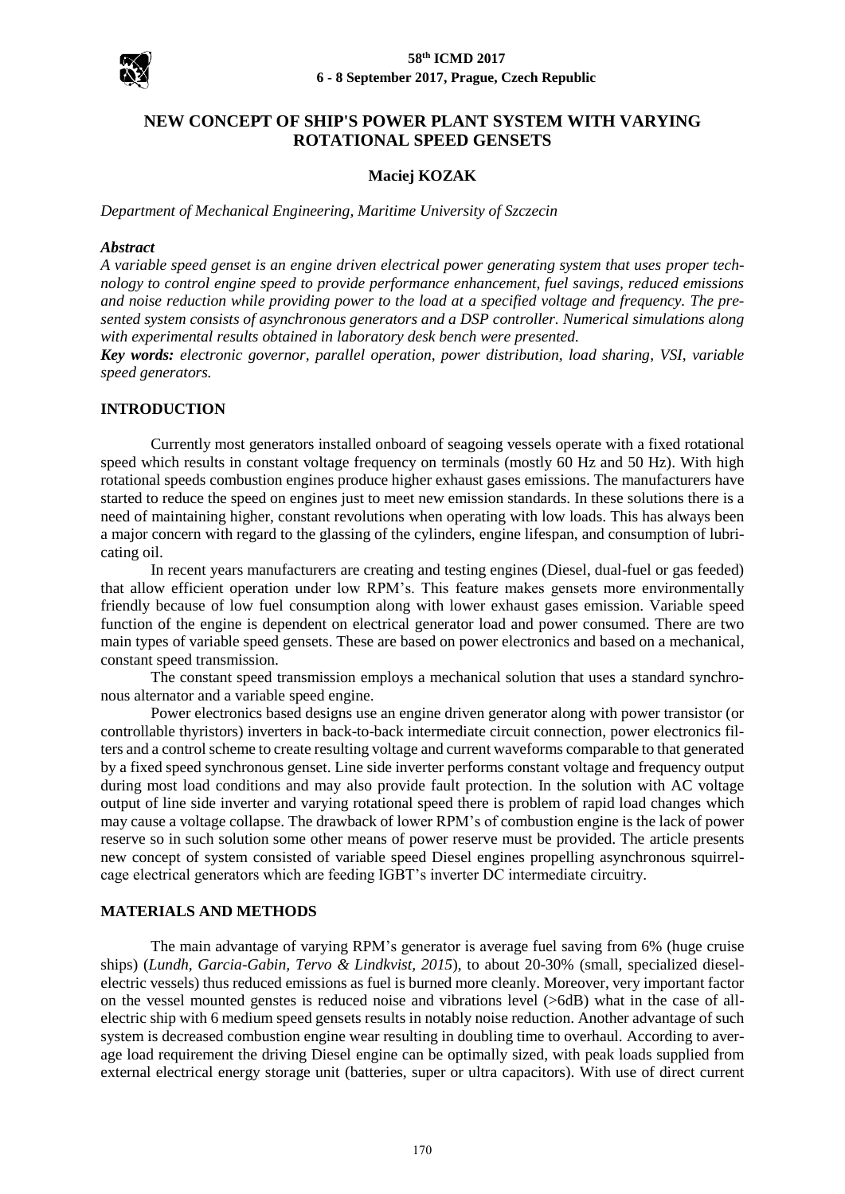# NEW CONCEPT OF SHIP'S POWER PLANT SYSTEM WITH VARYING ROTATIONAL SPEED GENSETS

**Maciej KOZAK**

*Department of Mechanical Engineering, Maritime University of Szczecin*

***Abstract***

*A variable speed genset is an engine driven electrical power generating system that uses proper technology to control engine speed to provide performance enhancement, fuel savings, reduced emissions and noise reduction while providing power to the load at a specified voltage and frequency. The presented system consists of asynchronous generators and a DSP controller. Numerical simulations along with experimental results obtained in laboratory desk bench were presented.*

***Key words:*** *electronic governor, parallel operation, power distribution, load sharing, VSI, variable speed generators.*

## INTRODUCTION

Currently most generators installed onboard of seagoing vessels operate with a fixed rotational speed which results in constant voltage frequency on terminals (mostly 60 Hz and 50 Hz). With high rotational speeds combustion engines produce higher exhaust gases emissions. The manufacturers have started to reduce the speed on engines just to meet new emission standards. In these solutions there is a need of maintaining higher, constant revolutions when operating with low loads. This has always been a major concern with regard to the glassing of the cylinders, engine lifespan, and consumption of lubricating oil.

In recent years manufacturers are creating and testing engines (Diesel, dual-fuel or gas feeded) that allow efficient operation under low RPM's. This feature makes gensets more environmentally friendly because of low fuel consumption along with lower exhaust gases emission. Variable speed function of the engine is dependent on electrical generator load and power consumed. There are two main types of variable speed gensets. These are based on power electronics and based on a mechanical, constant speed transmission.

The constant speed transmission employs a mechanical solution that uses a standard synchronous alternator and a variable speed engine.

Power electronics based designs use an engine driven generator along with power transistor (or controllable thyristors) inverters in back-to-back intermediate circuit connection, power electronics filters and a control scheme to create resulting voltage and current waveforms comparable to that generated by a fixed speed synchronous genset. Line side inverter performs constant voltage and frequency output during most load conditions and may also provide fault protection. In the solution with AC voltage output of line side inverter and varying rotational speed there is problem of rapid load changes which may cause a voltage collapse. The drawback of lower RPM's of combustion engine is the lack of power reserve so in such solution some other means of power reserve must be provided. The article presents new concept of system consisted of variable speed Diesel engines propelling asynchronous squirrel-cage electrical generators which are feeding IGBT's inverter DC intermediate circuitry.

## MATERIALS AND METHODS

The main advantage of varying RPM's generator is average fuel saving from 6% (huge cruise ships) (*Lundh, Garcia-Gabin, Tervo & Lindkvist, 2015*), to about 20-30% (small, specialized diesel-electric vessels) thus reduced emissions as fuel is burned more cleanly. Moreover, very important factor on the vessel mounted genstes is reduced noise and vibrations level (>6dB) what in the case of all-electric ship with 6 medium speed gensets results in notably noise reduction. Another advantage of such system is decreased combustion engine wear resulting in doubling time to overhaul. According to average load requirement the driving Diesel engine can be optimally sized, with peak loads supplied from external electrical energy storage unit (batteries, super or ultra capacitors). With use of direct current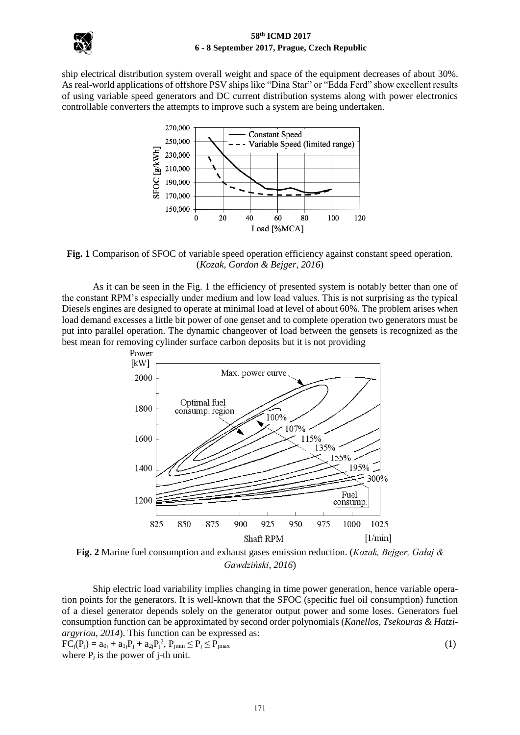ship electrical distribution system overall weight and space of the equipment decreases of about 30%. As real-world applications of offshore PSV ships like "Dina Star" or "Edda Ferd" show excellent results of using variable speed generators and DC current distribution systems along with power electronics controllable converters the attempts to improve such a system are being undertaken.

**Fig. 1** Comparison of SFOC of variable speed operation efficiency against constant speed operation. (*Kozak, Gordon & Bejger, 2016*)

As it can be seen in the Fig. 1 the efficiency of presented system is notably better than one of the constant RPM's especially under medium and low load values. This is not surprising as the typical Diesels engines are designed to operate at minimal load at level of about 60%. The problem arises when load demand excesses a little bit power of one genset and to complete operation two generators must be put into parallel operation. The dynamic changeover of load between the gensets is recognized as the best mean for removing cylinder surface carbon deposits but it is not providing

**Fig. 2** Marine fuel consumption and exhaust gases emission reduction. (*Kozak, Bejger, Gałaj & Gawdziński, 2016*)

Ship electric load variability implies changing in time power generation, hence variable operation points for the generators. It is well-known that the SFOC (specific fuel oil consumption) function of a diesel generator depends solely on the generator output power and some loses. Generators fuel consumption function can be approximated by second order polynomials (*Kanellos, Tsekouras & Hatziargyriou, 2014*). This function can be expressed as:

$$FC_j(P_j) = a_{0j} + a_{1j}P_j + a_{2j}P_j^2,\ P_{jmin} \leq P_j \leq P_{jmax} \quad (1)$$

where $P_j$ is the power of j-th unit.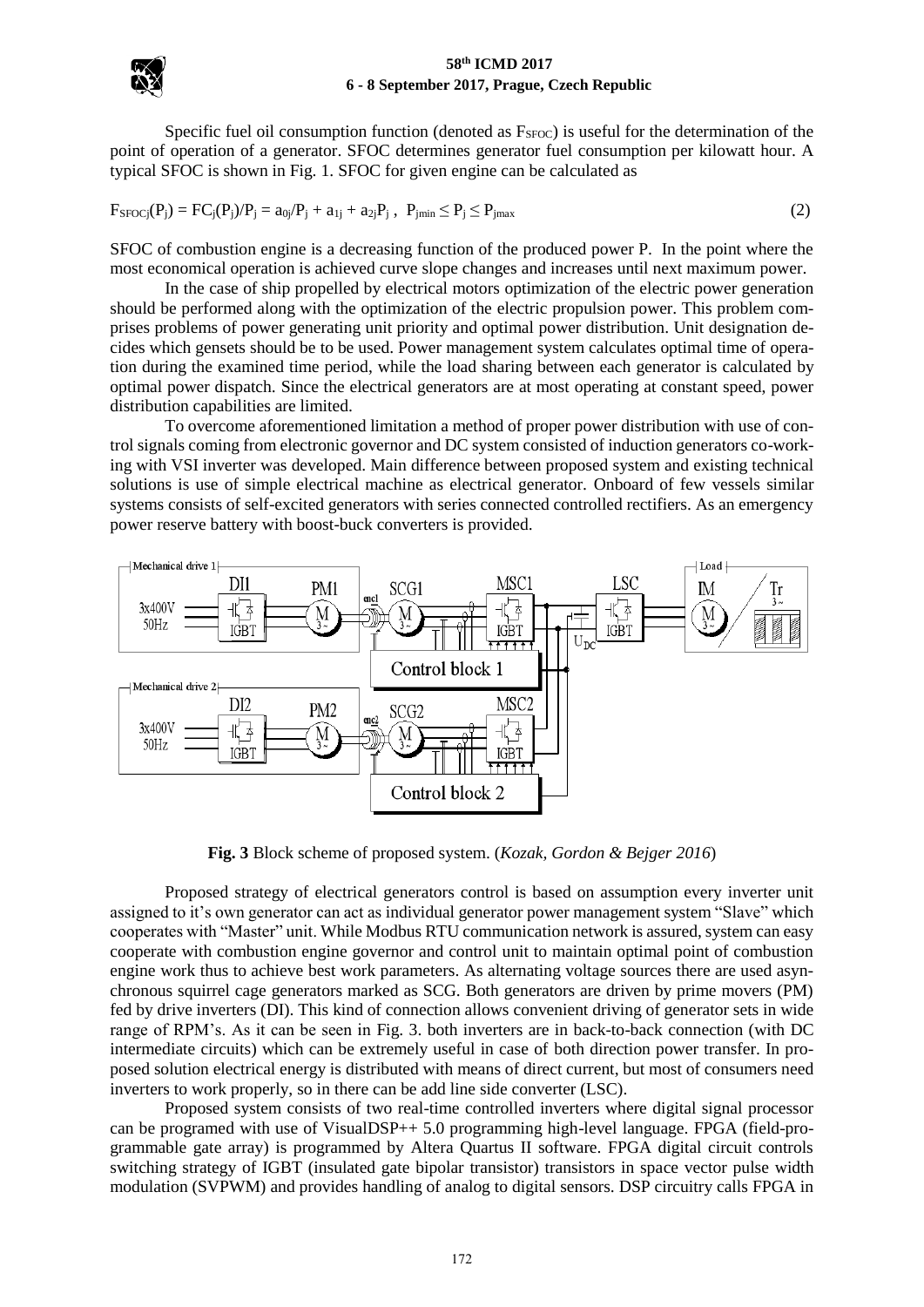Specific fuel oil consumption function (denoted as $F_{SFOC}$) is useful for the determination of the point of operation of a generator. SFOC determines generator fuel consumption per kilowatt hour. A typical SFOC is shown in Fig. 1. SFOC for given engine can be calculated as

$$F_{SFOCj}(P_j) = FC_j(P_j)/P_j = a_{0j}/P_j + a_{1j} + a_{2j}P_j \,, \quad P_{jmin} \leq P_j \leq P_{jmax} \tag{2}$$

SFOC of combustion engine is a decreasing function of the produced power P. In the point where the most economical operation is achieved curve slope changes and increases until next maximum power.

In the case of ship propelled by electrical motors optimization of the electric power generation should be performed along with the optimization of the electric propulsion power. This problem comprises problems of power generating unit priority and optimal power distribution. Unit designation decides which gensets should be to be used. Power management system calculates optimal time of operation during the examined time period, while the load sharing between each generator is calculated by optimal power dispatch. Since the electrical generators are at most operating at constant speed, power distribution capabilities are limited.

To overcome aforementioned limitation a method of proper power distribution with use of control signals coming from electronic governor and DC system consisted of induction generators co-working with VSI inverter was developed. Main difference between proposed system and existing technical solutions is use of simple electrical machine as electrical generator. Onboard of few vessels similar systems consists of self-excited generators with series connected controlled rectifiers. As an emergency power reserve battery with boost-buck converters is provided.

**Fig. 3** Block scheme of proposed system. (*Kozak, Gordon & Bejger 2016*)

Proposed strategy of electrical generators control is based on assumption every inverter unit assigned to it's own generator can act as individual generator power management system "Slave" which cooperates with "Master" unit. While Modbus RTU communication network is assured, system can easy cooperate with combustion engine governor and control unit to maintain optimal point of combustion engine work thus to achieve best work parameters. As alternating voltage sources there are used asynchronous squirrel cage generators marked as SCG. Both generators are driven by prime movers (PM) fed by drive inverters (DI). This kind of connection allows convenient driving of generator sets in wide range of RPM's. As it can be seen in Fig. 3. both inverters are in back-to-back connection (with DC intermediate circuits) which can be extremely useful in case of both direction power transfer. In proposed solution electrical energy is distributed with means of direct current, but most of consumers need inverters to work properly, so in there can be add line side converter (LSC).

Proposed system consists of two real-time controlled inverters where digital signal processor can be programed with use of VisualDSP++ 5.0 programming high-level language. FPGA (field-programmable gate array) is programmed by Altera Quartus II software. FPGA digital circuit controls switching strategy of IGBT (insulated gate bipolar transistor) transistors in space vector pulse width modulation (SVPWM) and provides handling of analog to digital sensors. DSP circuitry calls FPGA in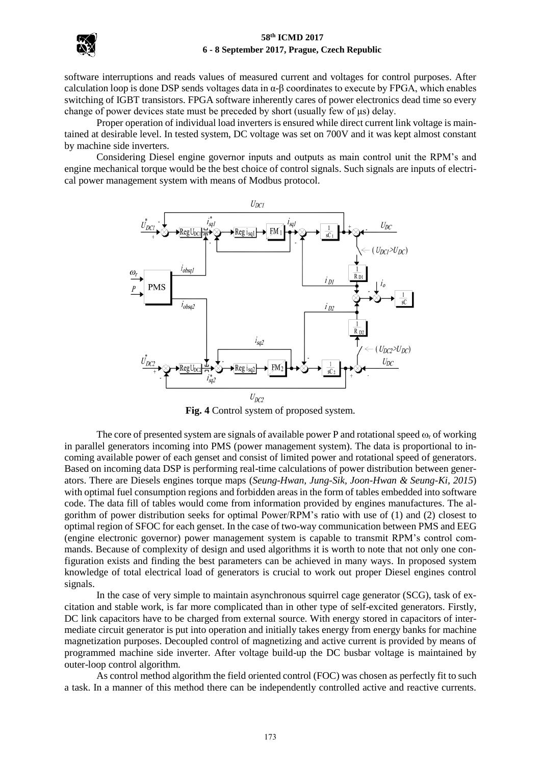software interruptions and reads values of measured current and voltages for control purposes. After calculation loop is done DSP sends voltages data in α-β coordinates to execute by FPGA, which enables switching of IGBT transistors. FPGA software inherently cares of power electronics dead time so every change of power devices state must be preceded by short (usually few of μs) delay.

Proper operation of individual load inverters is ensured while direct current link voltage is maintained at desirable level. In tested system, DC voltage was set on 700V and it was kept almost constant by machine side inverters.

Considering Diesel engine governor inputs and outputs as main control unit the RPM's and engine mechanical torque would be the best choice of control signals. Such signals are inputs of electrical power management system with means of Modbus protocol.

**Fig. 4** Control system of proposed system.

The core of presented system are signals of available power P and rotational speed $\omega_r$ of working in parallel generators incoming into PMS (power management system). The data is proportional to incoming available power of each genset and consist of limited power and rotational speed of generators. Based on incoming data DSP is performing real-time calculations of power distribution between generators. There are Diesels engines torque maps (*Seung-Hwan, Jung-Sik, Joon-Hwan & Seung-Ki, 2015*) with optimal fuel consumption regions and forbidden areas in the form of tables embedded into software code. The data fill of tables would come from information provided by engines manufactures. The algorithm of power distribution seeks for optimal Power/RPM's ratio with use of (1) and (2) closest to optimal region of SFOC for each genset. In the case of two-way communication between PMS and EEG (engine electronic governor) power management system is capable to transmit RPM's control commands. Because of complexity of design and used algorithms it is worth to note that not only one configuration exists and finding the best parameters can be achieved in many ways. In proposed system knowledge of total electrical load of generators is crucial to work out proper Diesel engines control signals.

In the case of very simple to maintain asynchronous squirrel cage generator (SCG), task of excitation and stable work, is far more complicated than in other type of self-excited generators. Firstly, DC link capacitors have to be charged from external source. With energy stored in capacitors of intermediate circuit generator is put into operation and initially takes energy from energy banks for machine magnetization purposes. Decoupled control of magnetizing and active current is provided by means of programmed machine side inverter. After voltage build-up the DC busbar voltage is maintained by outer-loop control algorithm.

As control method algorithm the field oriented control (FOC) was chosen as perfectly fit to such a task. In a manner of this method there can be independently controlled active and reactive currents.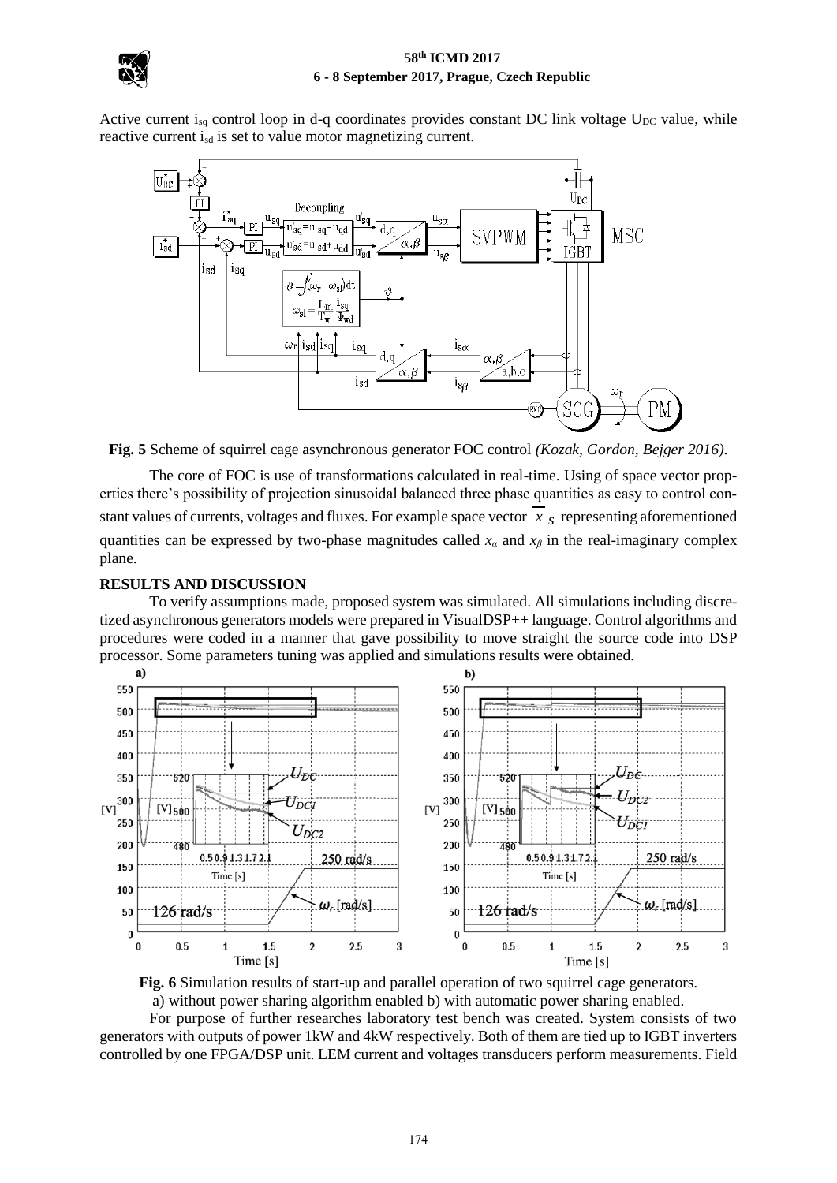Active current $i_{sq}$ control loop in d-q coordinates provides constant DC link voltage $U_{DC}$ value, while reactive current $i_{sd}$ is set to value motor magnetizing current.

**Fig. 5** Scheme of squirrel cage asynchronous generator FOC control *(Kozak, Gordon, Bejger 2016).*

The core of FOC is use of transformations calculated in real-time. Using of space vector properties there's possibility of projection sinusoidal balanced three phase quantities as easy to control constant values of currents, voltages and fluxes. For example space vector $\overline{x}_S$ representing aforementioned quantities can be expressed by two-phase magnitudes called $x_\alpha$ and $x_\beta$ in the real-imaginary complex plane.

## RESULTS AND DISCUSSION

To verify assumptions made, proposed system was simulated. All simulations including discretized asynchronous generators models were prepared in VisualDSP++ language. Control algorithms and procedures were coded in a manner that gave possibility to move straight the source code into DSP processor. Some parameters tuning was applied and simulations results were obtained.

**Fig. 6** Simulation results of start-up and parallel operation of two squirrel cage generators.
a) without power sharing algorithm enabled b) with automatic power sharing enabled.

For purpose of further researches laboratory test bench was created. System consists of two generators with outputs of power 1kW and 4kW respectively. Both of them are tied up to IGBT inverters controlled by one FPGA/DSP unit. LEM current and voltages transducers perform measurements. Field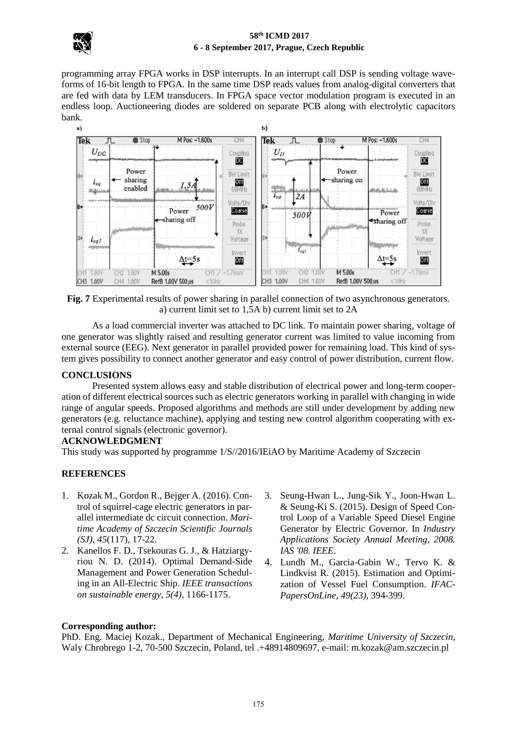programming array FPGA works in DSP interrupts. In an interrupt call DSP is sending voltage waveforms of 16-bit length to FPGA. In the same time DSP reads values from analog-digital converters that are fed with data by LEM transducers. In FPGA space vector modulation program is executed in an endless loop. Auctioneering diodes are soldered on separate PCB along with electrolytic capacitors bank.

a)

Tek Stop M Pos: -1.600s CH4

$U_{DC}$

Power sharing enabled

$i_{sq}$

1,5A

500V

Power sharing off

$i_{sq1}$

Δt=5s

Coupling DC
BW Limit Off 60MHz
Volts/Div Coarse
Probe 1X Voltage
Invert Off

CH1 1.00V CH2 1.00V M 5.00s CH1 ∕ -1.76mV
CH3 1.00V CH4 1.00V RefB 1.00V 500μs <10Hz

b)

Tek Stop M Pos: -1.600s CH4

$U_D$

Power sharing on

$i_{sq}$

2A

500V

Power sharing off

$i_{sq1}$

Δt=5s

Coupling DC
BW Limit Off 60MHz
Volts/Div Coarse
Probe 1X Voltage
Invert Off

CH1 1.00V CH2 1.00V M 5.00s CH1 ∕ -1.76mV
CH3 1.00V CH4 1.00V RefB 1.00V 500μs <10Hz

**Fig. 7** Experimental results of power sharing in parallel connection of two asynchronous generators. a) current limit set to 1,5A b) current limit set to 2A

As a load commercial inverter was attached to DC link. To maintain power sharing, voltage of one generator was slightly raised and resulting generator current was limited to value incoming from external source (EEG). Next generator in parallel provided power for remaining load. This kind of system gives possibility to connect another generator and easy control of power distribution, current flow.

## CONCLUSIONS

Presented system allows easy and stable distribution of electrical power and long-term cooperation of different electrical sources such as electric generators working in parallel with changing in wide range of angular speeds. Proposed algorithms and methods are still under development by adding new generators (e.g. reluctance machine), applying and testing new control algorithm cooperating with external control signals (electronic governor).

## ACKNOWLEDGMENT

This study was supported by programme 1/S//2016/IEiAO by Maritime Academy of Szczecin

## REFERENCES

1. Kozak M., Gordon R., Bejger A. (2016). Control of squirrel-cage electric generators in parallel intermediate dc circuit connection. *Maritime Academy of Szczecin Scientific Journals (SJ)*, *45*(117), 17-22.
2. Kanellos F. D., Tsekouras G. J., & Hatziargyriou N. D. (2014). Optimal Demand-Side Management and Power Generation Scheduling in an All-Electric Ship. *IEEE transactions on sustainable energy, 5(4)*, 1166-1175.
3. Seung-Hwan L., Jung-Sik Y., Joon-Hwan L. & Seung-Ki S. (2015). Design of Speed Control Loop of a Variable Speed Diesel Engine Generator by Electric Governor. In *Industry Applications Society Annual Meeting, 2008. IAS '08. IEEE*.
4. Lundh M., Garcia-Gabin W., Tervo K. & Lindkvist R. (2015). Estimation and Optimization of Vessel Fuel Consumption. *IFAC-PapersOnLine, 49(23)*, 394-399.

**Corresponding author:**

PhD. Eng. Maciej Kozak., Department of Mechanical Engineering, *Maritime University of Szczecin*, Waly Chrobrego 1-2, 70-500 Szczecin, Poland, tel .+48914809697, e-mail: m.kozak@am.szczecin.pl